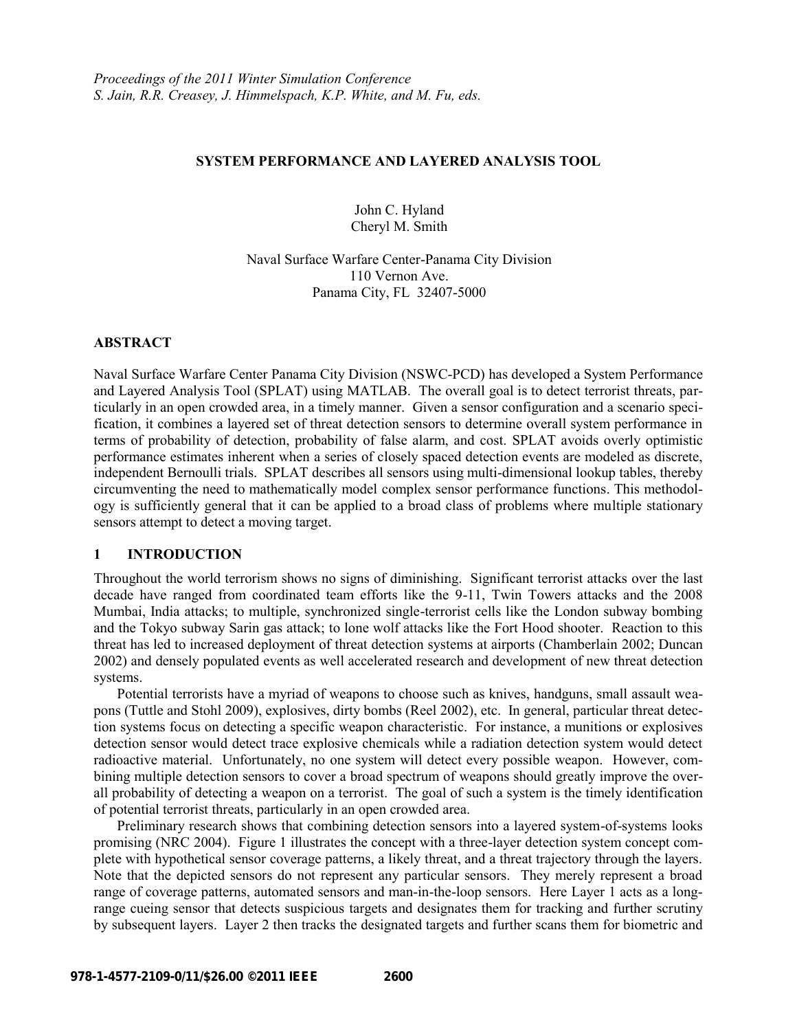*Proceedings of the 2011 Winter Simulation Conference*
*S. Jain, R.R. Creasey, J. Himmelspach, K.P. White, and M. Fu, eds.*

# SYSTEM PERFORMANCE AND LAYERED ANALYSIS TOOL

John C. Hyland
Cheryl M. Smith

Naval Surface Warfare Center-Panama City Division
110 Vernon Ave.
Panama City, FL 32407-5000

## ABSTRACT

Naval Surface Warfare Center Panama City Division (NSWC-PCD) has developed a System Performance and Layered Analysis Tool (SPLAT) using MATLAB. The overall goal is to detect terrorist threats, particularly in an open crowded area, in a timely manner. Given a sensor configuration and a scenario specification, it combines a layered set of threat detection sensors to determine overall system performance in terms of probability of detection, probability of false alarm, and cost. SPLAT avoids overly optimistic performance estimates inherent when a series of closely spaced detection events are modeled as discrete, independent Bernoulli trials. SPLAT describes all sensors using multi-dimensional lookup tables, thereby circumventing the need to mathematically model complex sensor performance functions. This methodology is sufficiently general that it can be applied to a broad class of problems where multiple stationary sensors attempt to detect a moving target.

## 1 INTRODUCTION

Throughout the world terrorism shows no signs of diminishing. Significant terrorist attacks over the last decade have ranged from coordinated team efforts like the 9-11, Twin Towers attacks and the 2008 Mumbai, India attacks; to multiple, synchronized single-terrorist cells like the London subway bombing and the Tokyo subway Sarin gas attack; to lone wolf attacks like the Fort Hood shooter. Reaction to this threat has led to increased deployment of threat detection systems at airports (Chamberlain 2002; Duncan 2002) and densely populated events as well accelerated research and development of new threat detection systems.

Potential terrorists have a myriad of weapons to choose such as knives, handguns, small assault weapons (Tuttle and Stohl 2009), explosives, dirty bombs (Reel 2002), etc. In general, particular threat detection systems focus on detecting a specific weapon characteristic. For instance, a munitions or explosives detection sensor would detect trace explosive chemicals while a radiation detection system would detect radioactive material. Unfortunately, no one system will detect every possible weapon. However, combining multiple detection sensors to cover a broad spectrum of weapons should greatly improve the overall probability of detecting a weapon on a terrorist. The goal of such a system is the timely identification of potential terrorist threats, particularly in an open crowded area.

Preliminary research shows that combining detection sensors into a layered system-of-systems looks promising (NRC 2004). Figure 1 illustrates the concept with a three-layer detection system concept complete with hypothetical sensor coverage patterns, a likely threat, and a threat trajectory through the layers. Note that the depicted sensors do not represent any particular sensors. They merely represent a broad range of coverage patterns, automated sensors and man-in-the-loop sensors. Here Layer 1 acts as a long-range cueing sensor that detects suspicious targets and designates them for tracking and further scrutiny by subsequent layers. Layer 2 then tracks the designated targets and further scans them for biometric and

**978-1-4577-2109-0/11/$26.00 ©2011 IEEE**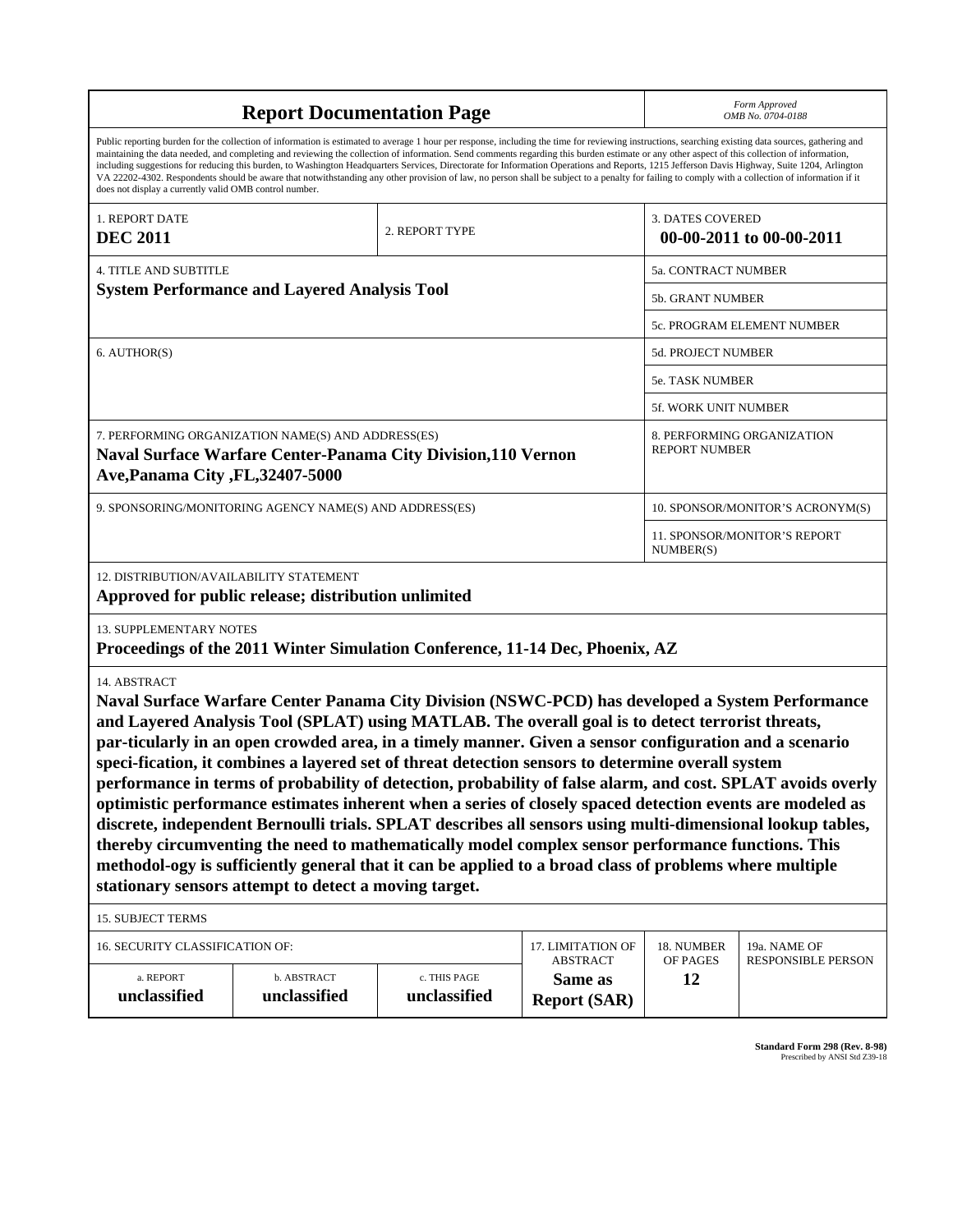# Report Documentation Page

*Form Approved*
*OMB No. 0704-0188*

Public reporting burden for the collection of information is estimated to average 1 hour per response, including the time for reviewing instructions, searching existing data sources, gathering and maintaining the data needed, and completing and reviewing the collection of information. Send comments regarding this burden estimate or any other aspect of this collection of information, including suggestions for reducing this burden, to Washington Headquarters Services, Directorate for Information Operations and Reports, 1215 Jefferson Davis Highway, Suite 1204, Arlington VA 22202-4302. Respondents should be aware that notwithstanding any other provision of law, no person shall be subject to a penalty for failing to comply with a collection of information if it does not display a currently valid OMB control number.

| 1. REPORT DATE | 2. REPORT TYPE | 3. DATES COVERED |
|---|---|---|
| **DEC 2011** | | **00-00-2011 to 00-00-2011** |

| 4. TITLE AND SUBTITLE | |
|---|---|
| **System Performance and Layered Analysis Tool** | 5a. CONTRACT NUMBER |
| | 5b. GRANT NUMBER |
| | 5c. PROGRAM ELEMENT NUMBER |
| 6. AUTHOR(S) | 5d. PROJECT NUMBER |
| | 5e. TASK NUMBER |
| | 5f. WORK UNIT NUMBER |
| 7. PERFORMING ORGANIZATION NAME(S) AND ADDRESS(ES) **Naval Surface Warfare Center-Panama City Division,110 Vernon Ave,Panama City ,FL,32407-5000** | 8. PERFORMING ORGANIZATION REPORT NUMBER |
| 9. SPONSORING/MONITORING AGENCY NAME(S) AND ADDRESS(ES) | 10. SPONSOR/MONITOR'S ACRONYM(S) |
| | 11. SPONSOR/MONITOR'S REPORT NUMBER(S) |

12. DISTRIBUTION/AVAILABILITY STATEMENT
**Approved for public release; distribution unlimited**

13. SUPPLEMENTARY NOTES
**Proceedings of the 2011 Winter Simulation Conference, 11-14 Dec, Phoenix, AZ**

14. ABSTRACT
**Naval Surface Warfare Center Panama City Division (NSWC-PCD) has developed a System Performance and Layered Analysis Tool (SPLAT) using MATLAB. The overall goal is to detect terrorist threats, par-ticularly in an open crowded area, in a timely manner. Given a sensor configuration and a scenario speci-fication, it combines a layered set of threat detection sensors to determine overall system performance in terms of probability of detection, probability of false alarm, and cost. SPLAT avoids overly optimistic performance estimates inherent when a series of closely spaced detection events are modeled as discrete, independent Bernoulli trials. SPLAT describes all sensors using multi-dimensional lookup tables, thereby circumventing the need to mathematically model complex sensor performance functions. This methodol-ogy is sufficiently general that it can be applied to a broad class of problems where multiple stationary sensors attempt to detect a moving target.**

15. SUBJECT TERMS

| 16. SECURITY CLASSIFICATION OF: | | | 17. LIMITATION OF ABSTRACT | 18. NUMBER OF PAGES | 19a. NAME OF RESPONSIBLE PERSON |
|---|---|---|---|---|---|
| a. REPORT | b. ABSTRACT | c. THIS PAGE | | | |
| **unclassified** | **unclassified** | **unclassified** | **Same as Report (SAR)** | **12** | |

**Standard Form 298 (Rev. 8-98)**
Prescribed by ANSI Std Z39-18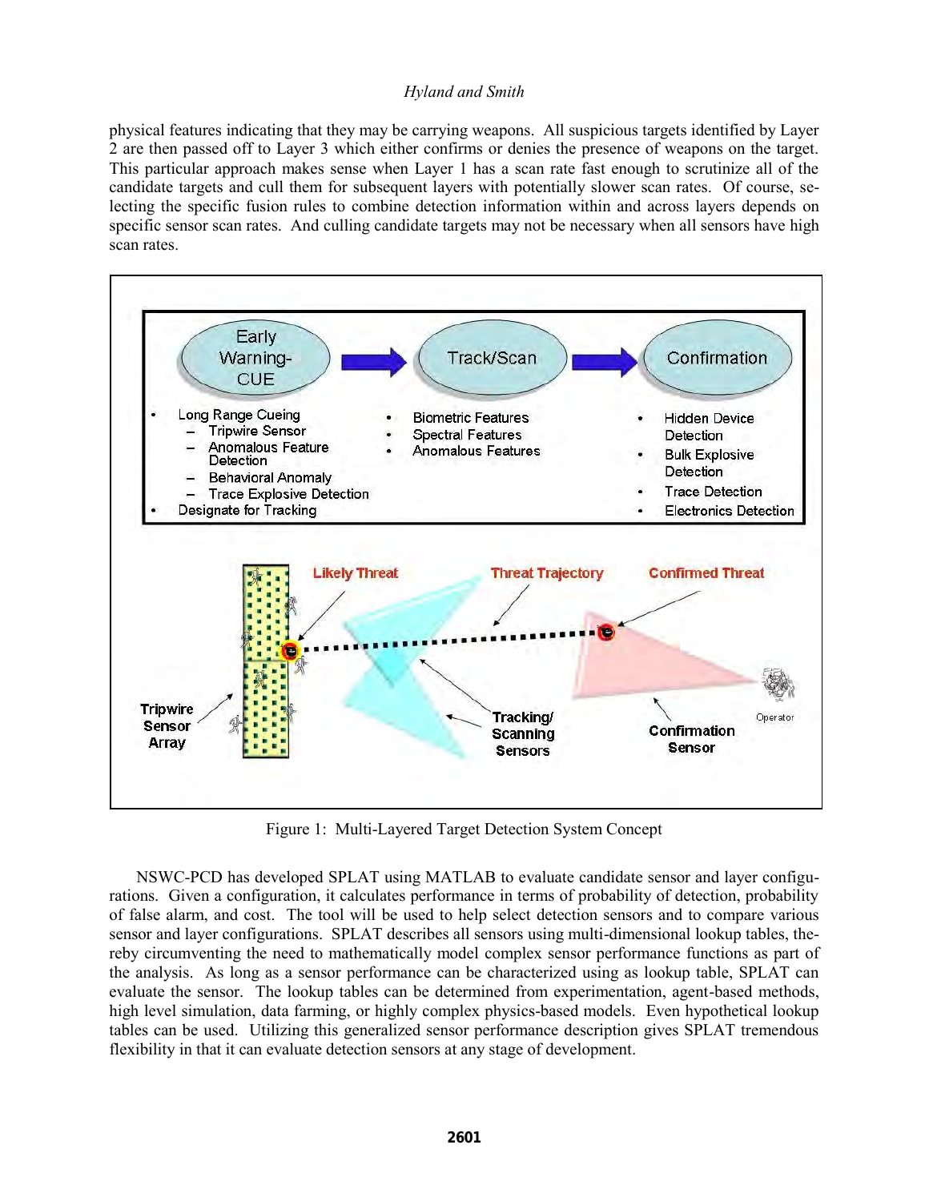physical features indicating that they may be carrying weapons. All suspicious targets identified by Layer 2 are then passed off to Layer 3 which either confirms or denies the presence of weapons on the target. This particular approach makes sense when Layer 1 has a scan rate fast enough to scrutinize all of the candidate targets and cull them for subsequent layers with potentially slower scan rates. Of course, selecting the specific fusion rules to combine detection information within and across layers depends on specific sensor scan rates. And culling candidate targets may not be necessary when all sensors have high scan rates.

Figure 1: Multi-Layered Target Detection System Concept

NSWC-PCD has developed SPLAT using MATLAB to evaluate candidate sensor and layer configurations. Given a configuration, it calculates performance in terms of probability of detection, probability of false alarm, and cost. The tool will be used to help select detection sensors and to compare various sensor and layer configurations. SPLAT describes all sensors using multi-dimensional lookup tables, thereby circumventing the need to mathematically model complex sensor performance functions as part of the analysis. As long as a sensor performance can be characterized using as lookup table, SPLAT can evaluate the sensor. The lookup tables can be determined from experimentation, agent-based methods, high level simulation, data farming, or highly complex physics-based models. Even hypothetical lookup tables can be used. Utilizing this generalized sensor performance description gives SPLAT tremendous flexibility in that it can evaluate detection sensors at any stage of development.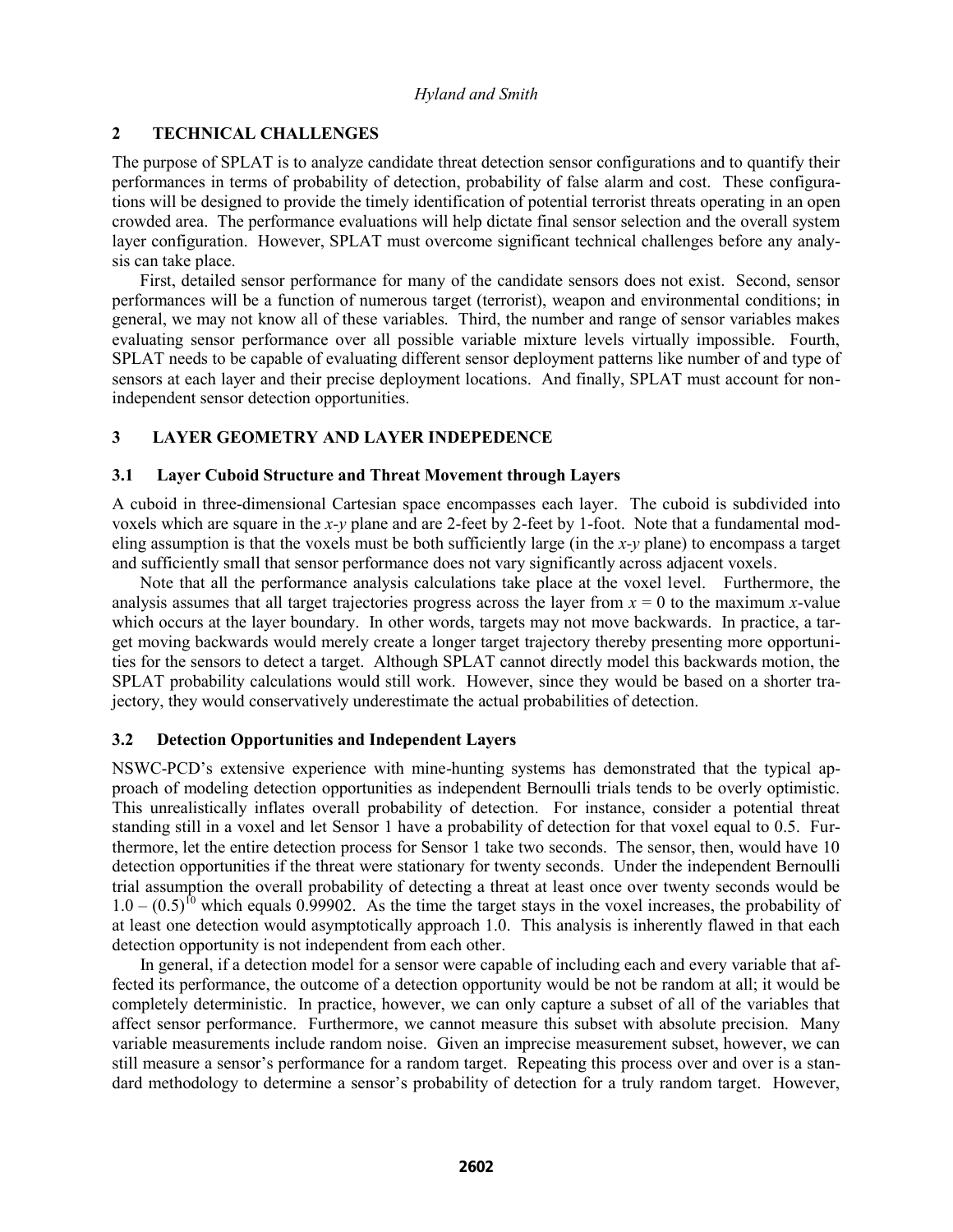## 2 TECHNICAL CHALLENGES

The purpose of SPLAT is to analyze candidate threat detection sensor configurations and to quantify their performances in terms of probability of detection, probability of false alarm and cost. These configurations will be designed to provide the timely identification of potential terrorist threats operating in an open crowded area. The performance evaluations will help dictate final sensor selection and the overall system layer configuration. However, SPLAT must overcome significant technical challenges before any analysis can take place.

First, detailed sensor performance for many of the candidate sensors does not exist. Second, sensor performances will be a function of numerous target (terrorist), weapon and environmental conditions; in general, we may not know all of these variables. Third, the number and range of sensor variables makes evaluating sensor performance over all possible variable mixture levels virtually impossible. Fourth, SPLAT needs to be capable of evaluating different sensor deployment patterns like number of and type of sensors at each layer and their precise deployment locations. And finally, SPLAT must account for non-independent sensor detection opportunities.

## 3 LAYER GEOMETRY AND LAYER INDEPEDENCE

### 3.1 Layer Cuboid Structure and Threat Movement through Layers

A cuboid in three-dimensional Cartesian space encompasses each layer. The cuboid is subdivided into voxels which are square in the *x-y* plane and are 2-feet by 2-feet by 1-foot. Note that a fundamental modeling assumption is that the voxels must be both sufficiently large (in the *x-y* plane) to encompass a target and sufficiently small that sensor performance does not vary significantly across adjacent voxels.

Note that all the performance analysis calculations take place at the voxel level. Furthermore, the analysis assumes that all target trajectories progress across the layer from $x = 0$ to the maximum *x*-value which occurs at the layer boundary. In other words, targets may not move backwards. In practice, a target moving backwards would merely create a longer target trajectory thereby presenting more opportunities for the sensors to detect a target. Although SPLAT cannot directly model this backwards motion, the SPLAT probability calculations would still work. However, since they would be based on a shorter trajectory, they would conservatively underestimate the actual probabilities of detection.

### 3.2 Detection Opportunities and Independent Layers

NSWC-PCD's extensive experience with mine-hunting systems has demonstrated that the typical approach of modeling detection opportunities as independent Bernoulli trials tends to be overly optimistic. This unrealistically inflates overall probability of detection. For instance, consider a potential threat standing still in a voxel and let Sensor 1 have a probability of detection for that voxel equal to 0.5. Furthermore, let the entire detection process for Sensor 1 take two seconds. The sensor, then, would have 10 detection opportunities if the threat were stationary for twenty seconds. Under the independent Bernoulli trial assumption the overall probability of detecting a threat at least once over twenty seconds would be $1.0 - (0.5)^{10}$ which equals 0.99902. As the time the target stays in the voxel increases, the probability of at least one detection would asymptotically approach 1.0. This analysis is inherently flawed in that each detection opportunity is not independent from each other.

In general, if a detection model for a sensor were capable of including each and every variable that affected its performance, the outcome of a detection opportunity would be not be random at all; it would be completely deterministic. In practice, however, we can only capture a subset of all of the variables that affect sensor performance. Furthermore, we cannot measure this subset with absolute precision. Many variable measurements include random noise. Given an imprecise measurement subset, however, we can still measure a sensor's performance for a random target. Repeating this process over and over is a standard methodology to determine a sensor's probability of detection for a truly random target. However,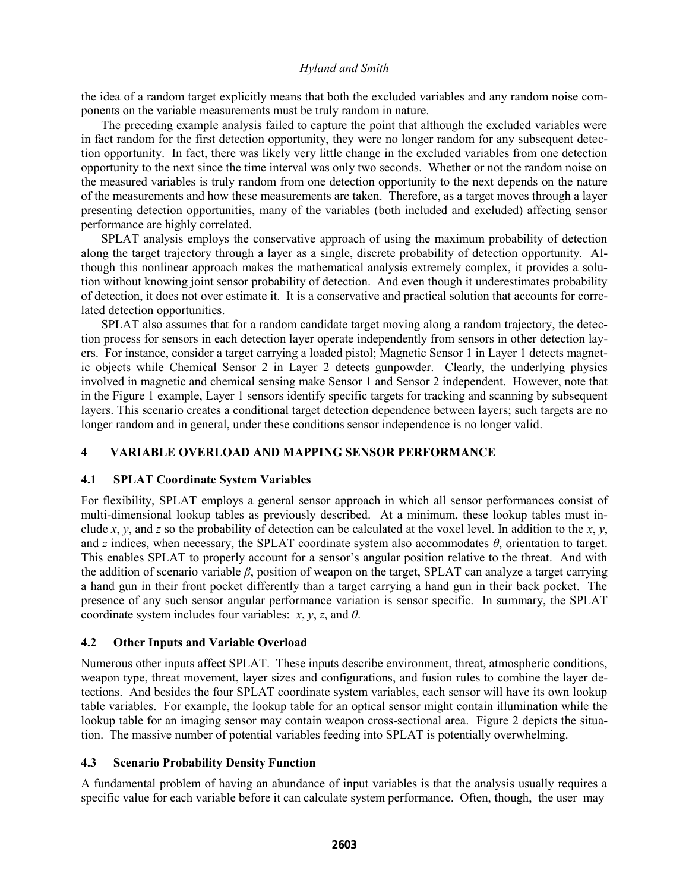the idea of a random target explicitly means that both the excluded variables and any random noise components on the variable measurements must be truly random in nature.

The preceding example analysis failed to capture the point that although the excluded variables were in fact random for the first detection opportunity, they were no longer random for any subsequent detection opportunity. In fact, there was likely very little change in the excluded variables from one detection opportunity to the next since the time interval was only two seconds. Whether or not the random noise on the measured variables is truly random from one detection opportunity to the next depends on the nature of the measurements and how these measurements are taken. Therefore, as a target moves through a layer presenting detection opportunities, many of the variables (both included and excluded) affecting sensor performance are highly correlated.

SPLAT analysis employs the conservative approach of using the maximum probability of detection along the target trajectory through a layer as a single, discrete probability of detection opportunity. Although this nonlinear approach makes the mathematical analysis extremely complex, it provides a solution without knowing joint sensor probability of detection. And even though it underestimates probability of detection, it does not over estimate it. It is a conservative and practical solution that accounts for correlated detection opportunities.

SPLAT also assumes that for a random candidate target moving along a random trajectory, the detection process for sensors in each detection layer operate independently from sensors in other detection layers. For instance, consider a target carrying a loaded pistol; Magnetic Sensor 1 in Layer 1 detects magnetic objects while Chemical Sensor 2 in Layer 2 detects gunpowder. Clearly, the underlying physics involved in magnetic and chemical sensing make Sensor 1 and Sensor 2 independent. However, note that in the Figure 1 example, Layer 1 sensors identify specific targets for tracking and scanning by subsequent layers. This scenario creates a conditional target detection dependence between layers; such targets are no longer random and in general, under these conditions sensor independence is no longer valid.

## 4 VARIABLE OVERLOAD AND MAPPING SENSOR PERFORMANCE

### 4.1 SPLAT Coordinate System Variables

For flexibility, SPLAT employs a general sensor approach in which all sensor performances consist of multi-dimensional lookup tables as previously described. At a minimum, these lookup tables must include $x$, $y$, and $z$ so the probability of detection can be calculated at the voxel level. In addition to the $x$, $y$, and $z$ indices, when necessary, the SPLAT coordinate system also accommodates $\theta$, orientation to target. This enables SPLAT to properly account for a sensor's angular position relative to the threat. And with the addition of scenario variable $\beta$, position of weapon on the target, SPLAT can analyze a target carrying a hand gun in their front pocket differently than a target carrying a hand gun in their back pocket. The presence of any such sensor angular performance variation is sensor specific. In summary, the SPLAT coordinate system includes four variables: $x$, $y$, $z$, and $\theta$.

### 4.2 Other Inputs and Variable Overload

Numerous other inputs affect SPLAT. These inputs describe environment, threat, atmospheric conditions, weapon type, threat movement, layer sizes and configurations, and fusion rules to combine the layer detections. And besides the four SPLAT coordinate system variables, each sensor will have its own lookup table variables. For example, the lookup table for an optical sensor might contain illumination while the lookup table for an imaging sensor may contain weapon cross-sectional area. Figure 2 depicts the situation. The massive number of potential variables feeding into SPLAT is potentially overwhelming.

### 4.3 Scenario Probability Density Function

A fundamental problem of having an abundance of input variables is that the analysis usually requires a specific value for each variable before it can calculate system performance. Often, though, the user may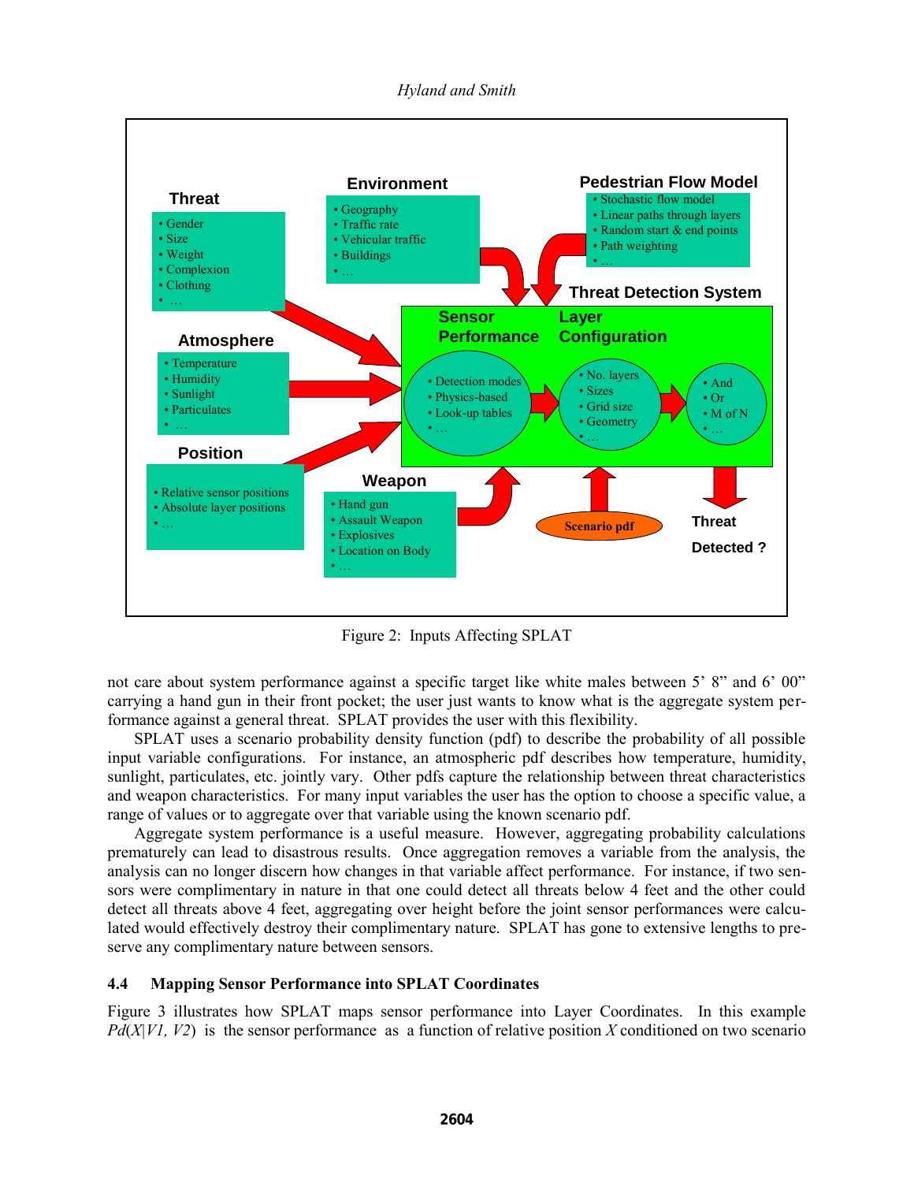Figure 2: Inputs Affecting SPLAT

not care about system performance against a specific target like white males between 5' 8" and 6' 00" carrying a hand gun in their front pocket; the user just wants to know what is the aggregate system performance against a general threat. SPLAT provides the user with this flexibility.

SPLAT uses a scenario probability density function (pdf) to describe the probability of all possible input variable configurations. For instance, an atmospheric pdf describes how temperature, humidity, sunlight, particulates, etc. jointly vary. Other pdfs capture the relationship between threat characteristics and weapon characteristics. For many input variables the user has the option to choose a specific value, a range of values or to aggregate over that variable using the known scenario pdf.

Aggregate system performance is a useful measure. However, aggregating probability calculations prematurely can lead to disastrous results. Once aggregation removes a variable from the analysis, the analysis can no longer discern how changes in that variable affect performance. For instance, if two sensors were complimentary in nature in that one could detect all threats below 4 feet and the other could detect all threats above 4 feet, aggregating over height before the joint sensor performances were calculated would effectively destroy their complimentary nature. SPLAT has gone to extensive lengths to preserve any complimentary nature between sensors.

### 4.4 Mapping Sensor Performance into SPLAT Coordinates

Figure 3 illustrates how SPLAT maps sensor performance into Layer Coordinates. In this example $Pd(X|V1, V2)$ is the sensor performance as a function of relative position $X$ conditioned on two scenario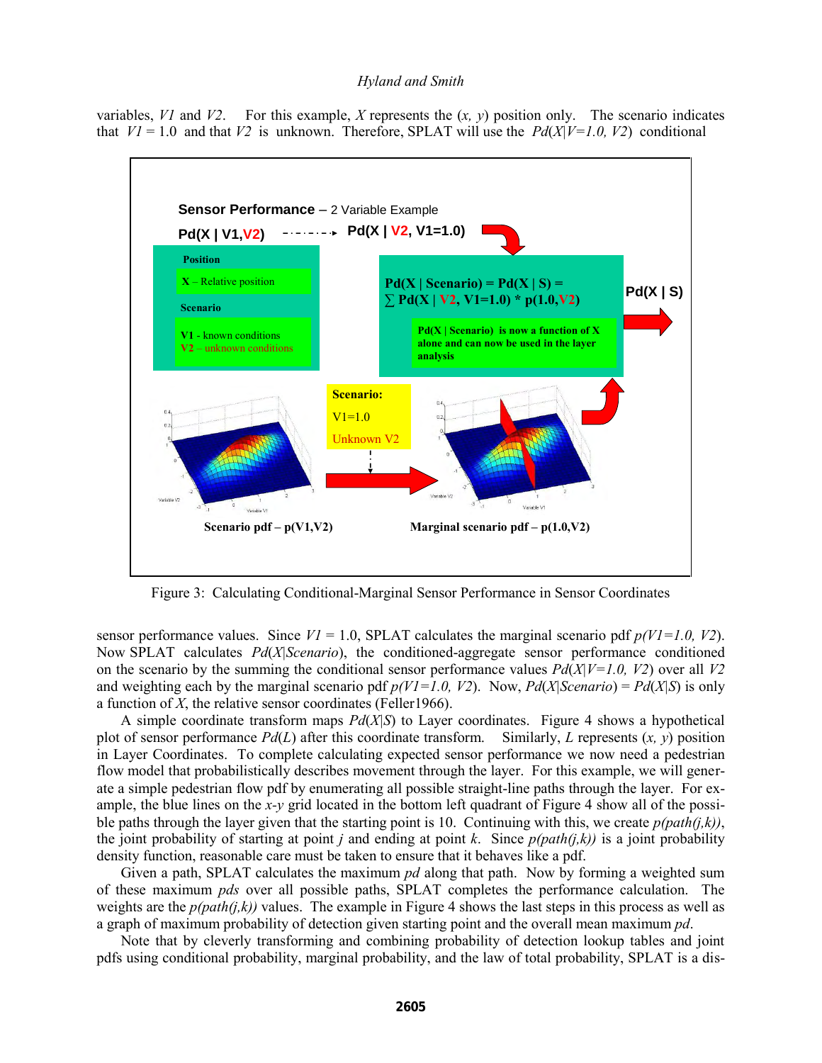variables, $V1$ and $V2$. For this example, $X$ represents the $(x, y)$ position only. The scenario indicates that $V1 = 1.0$ and that $V2$ is unknown. Therefore, SPLAT will use the $Pd(X|V=1.0, V2)$ conditional

Figure 3: Calculating Conditional-Marginal Sensor Performance in Sensor Coordinates

sensor performance values. Since $V1 = 1.0$, SPLAT calculates the marginal scenario pdf $p(V1=1.0, V2)$. Now SPLAT calculates $Pd(X|Scenario)$, the conditioned-aggregate sensor performance conditioned on the scenario by the summing the conditional sensor performance values $Pd(X|V=1.0, V2)$ over all $V2$ and weighting each by the marginal scenario pdf $p(V1=1.0, V2)$. Now, $Pd(X|Scenario) = Pd(X|S)$ is only a function of $X$, the relative sensor coordinates (Feller1966).

A simple coordinate transform maps $Pd(X|S)$ to Layer coordinates. Figure 4 shows a hypothetical plot of sensor performance $Pd(L)$ after this coordinate transform. Similarly, $L$ represents $(x, y)$ position in Layer Coordinates. To complete calculating expected sensor performance we now need a pedestrian flow model that probabilistically describes movement through the layer. For this example, we will generate a simple pedestrian flow pdf by enumerating all possible straight-line paths through the layer. For example, the blue lines on the $x$-$y$ grid located in the bottom left quadrant of Figure 4 show all of the possible paths through the layer given that the starting point is 10. Continuing with this, we create $p(path(j,k))$, the joint probability of starting at point $j$ and ending at point $k$. Since $p(path(j,k))$ is a joint probability density function, reasonable care must be taken to ensure that it behaves like a pdf.

Given a path, SPLAT calculates the maximum $pd$ along that path. Now by forming a weighted sum of these maximum $pds$ over all possible paths, SPLAT completes the performance calculation. The weights are the $p(path(j,k))$ values. The example in Figure 4 shows the last steps in this process as well as a graph of maximum probability of detection given starting point and the overall mean maximum $pd$.

Note that by cleverly transforming and combining probability of detection lookup tables and joint pdfs using conditional probability, marginal probability, and the law of total probability, SPLAT is a dis-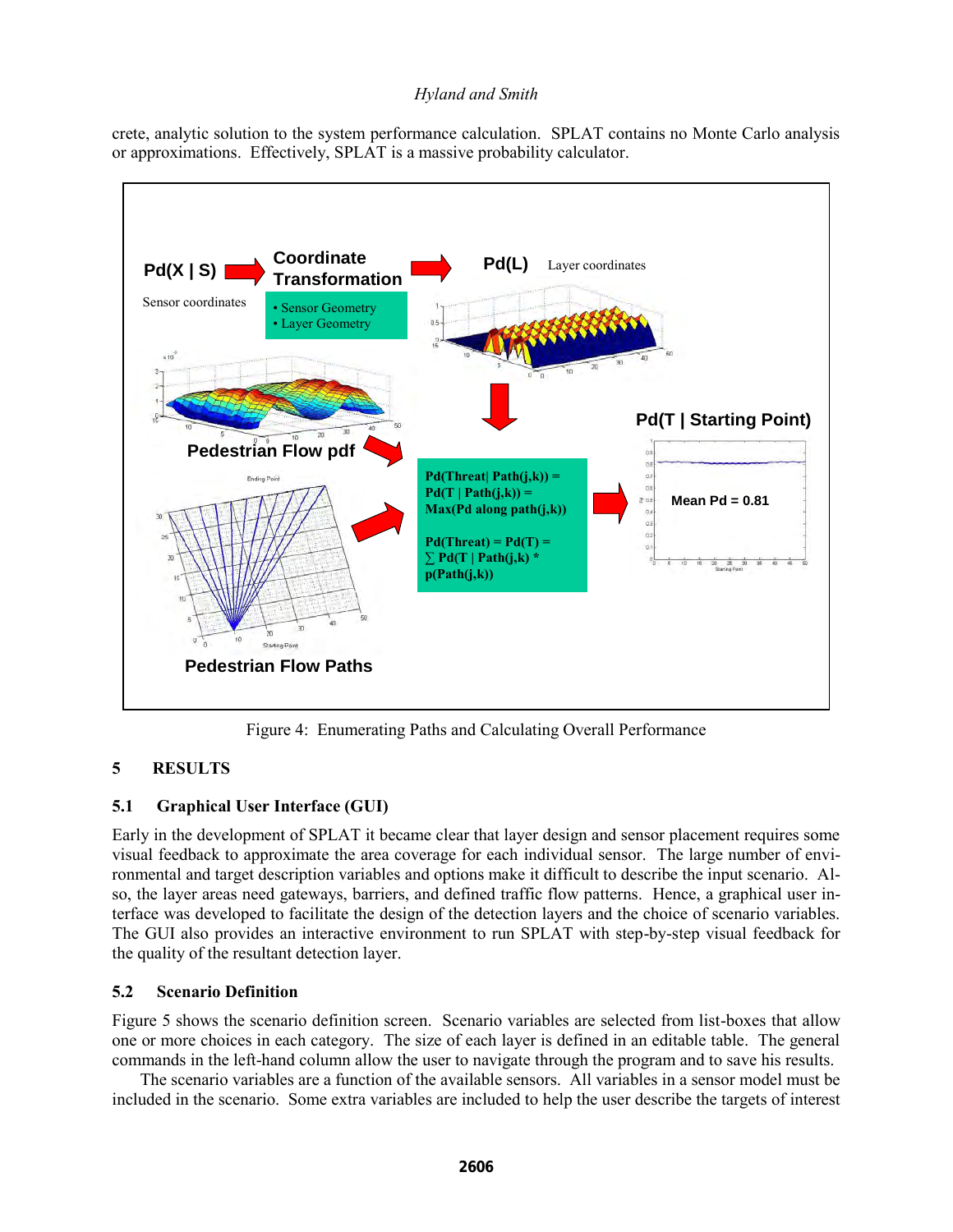crete, analytic solution to the system performance calculation. SPLAT contains no Monte Carlo analysis or approximations. Effectively, SPLAT is a massive probability calculator.

Figure 4: Enumerating Paths and Calculating Overall Performance

## 5 RESULTS

### 5.1 Graphical User Interface (GUI)

Early in the development of SPLAT it became clear that layer design and sensor placement requires some visual feedback to approximate the area coverage for each individual sensor. The large number of environmental and target description variables and options make it difficult to describe the input scenario. Also, the layer areas need gateways, barriers, and defined traffic flow patterns. Hence, a graphical user interface was developed to facilitate the design of the detection layers and the choice of scenario variables. The GUI also provides an interactive environment to run SPLAT with step-by-step visual feedback for the quality of the resultant detection layer.

### 5.2 Scenario Definition

Figure 5 shows the scenario definition screen. Scenario variables are selected from list-boxes that allow one or more choices in each category. The size of each layer is defined in an editable table. The general commands in the left-hand column allow the user to navigate through the program and to save his results.

The scenario variables are a function of the available sensors. All variables in a sensor model must be included in the scenario. Some extra variables are included to help the user describe the targets of interest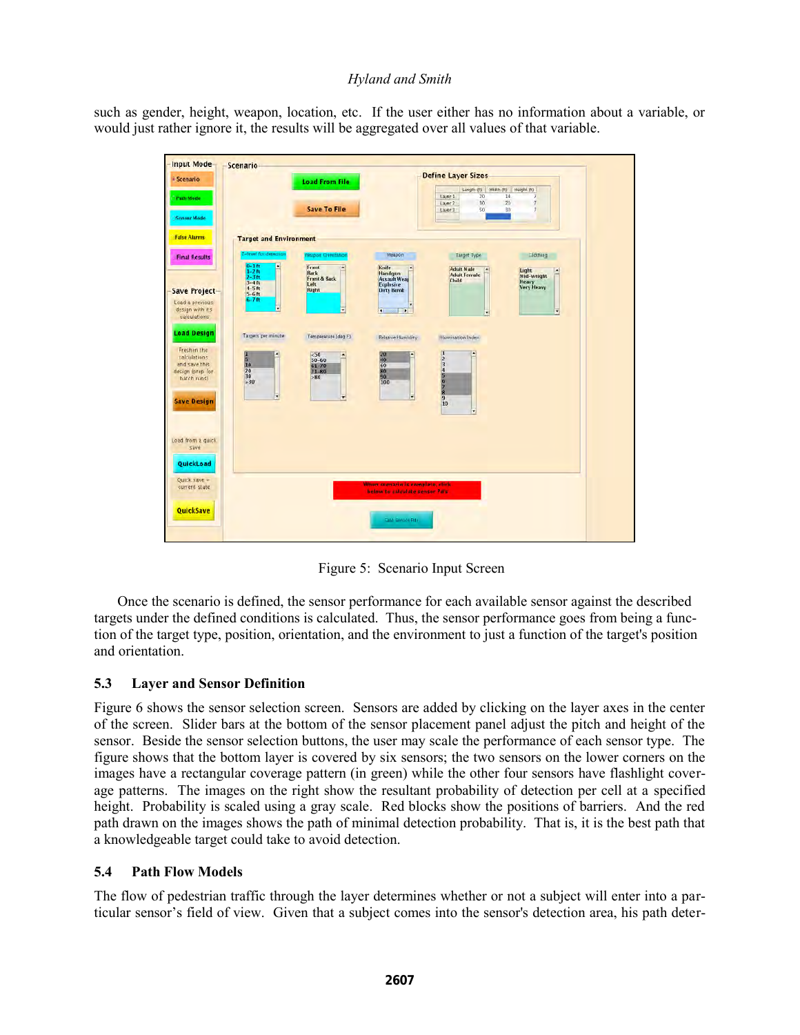such as gender, height, weapon, location, etc. If the user either has no information about a variable, or would just rather ignore it, the results will be aggregated over all values of that variable.

Figure 5: Scenario Input Screen

Once the scenario is defined, the sensor performance for each available sensor against the described targets under the defined conditions is calculated. Thus, the sensor performance goes from being a function of the target type, position, orientation, and the environment to just a function of the target's position and orientation.

### 5.3 Layer and Sensor Definition

Figure 6 shows the sensor selection screen. Sensors are added by clicking on the layer axes in the center of the screen. Slider bars at the bottom of the sensor placement panel adjust the pitch and height of the sensor. Beside the sensor selection buttons, the user may scale the performance of each sensor type. The figure shows that the bottom layer is covered by six sensors; the two sensors on the lower corners on the images have a rectangular coverage pattern (in green) while the other four sensors have flashlight coverage patterns. The images on the right show the resultant probability of detection per cell at a specified height. Probability is scaled using a gray scale. Red blocks show the positions of barriers. And the red path drawn on the images shows the path of minimal detection probability. That is, it is the best path that a knowledgeable target could take to avoid detection.

### 5.4 Path Flow Models

The flow of pedestrian traffic through the layer determines whether or not a subject will enter into a particular sensor's field of view. Given that a subject comes into the sensor's detection area, his path deter-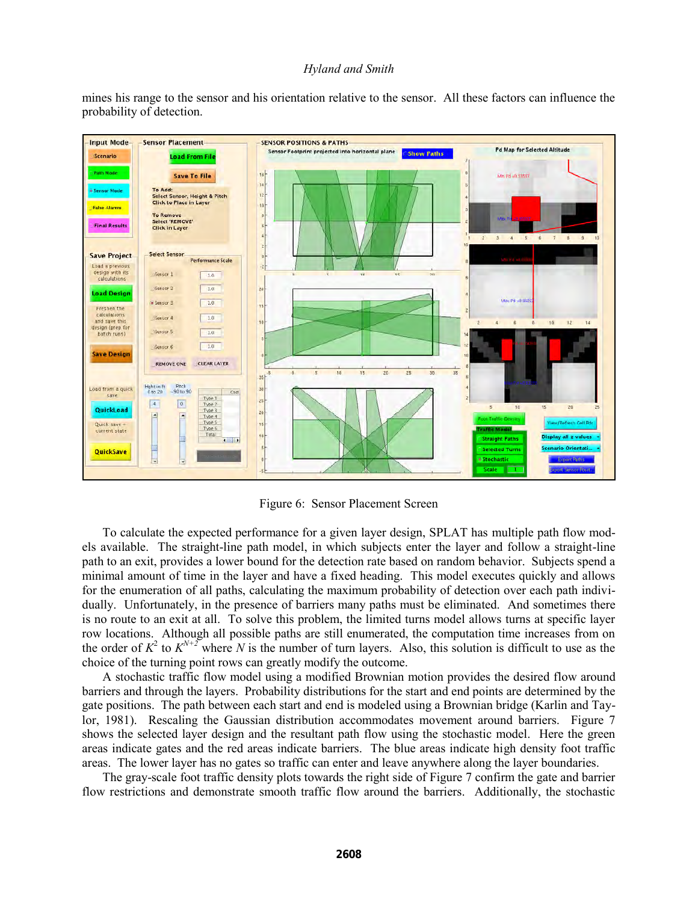mines his range to the sensor and his orientation relative to the sensor. All these factors can influence the probability of detection.

Figure 6: Sensor Placement Screen

To calculate the expected performance for a given layer design, SPLAT has multiple path flow models available. The straight-line path model, in which subjects enter the layer and follow a straight-line path to an exit, provides a lower bound for the detection rate based on random behavior. Subjects spend a minimal amount of time in the layer and have a fixed heading. This model executes quickly and allows for the enumeration of all paths, calculating the maximum probability of detection over each path individually. Unfortunately, in the presence of barriers many paths must be eliminated. And sometimes there is no route to an exit at all. To solve this problem, the limited turns model allows turns at specific layer row locations. Although all possible paths are still enumerated, the computation time increases from on the order of $K^2$ to $K^{N+2}$ where $N$ is the number of turn layers. Also, this solution is difficult to use as the choice of the turning point rows can greatly modify the outcome.

A stochastic traffic flow model using a modified Brownian motion provides the desired flow around barriers and through the layers. Probability distributions for the start and end points are determined by the gate positions. The path between each start and end is modeled using a Brownian bridge (Karlin and Taylor, 1981). Rescaling the Gaussian distribution accommodates movement around barriers. Figure 7 shows the selected layer design and the resultant path flow using the stochastic model. Here the green areas indicate gates and the red areas indicate barriers. The blue areas indicate high density foot traffic areas. The lower layer has no gates so traffic can enter and leave anywhere along the layer boundaries.

The gray-scale foot traffic density plots towards the right side of Figure 7 confirm the gate and barrier flow restrictions and demonstrate smooth traffic flow around the barriers. Additionally, the stochastic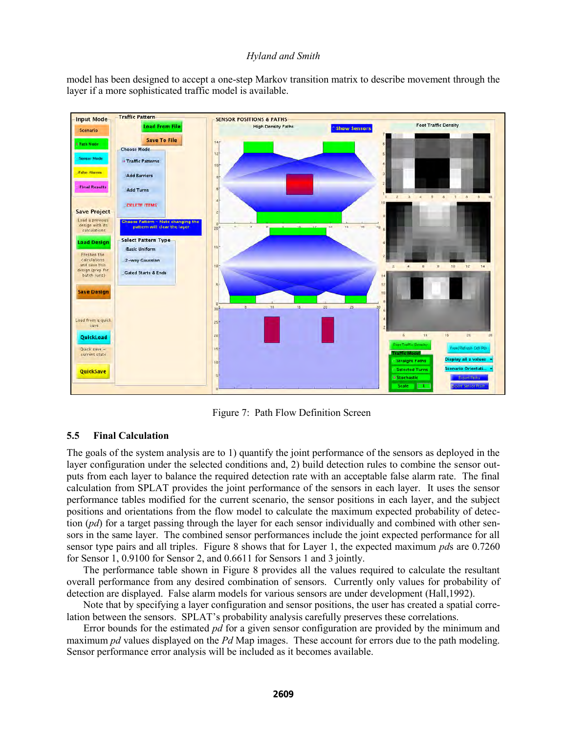model has been designed to accept a one-step Markov transition matrix to describe movement through the layer if a more sophisticated traffic model is available.

Figure 7: Path Flow Definition Screen

### 5.5 Final Calculation

The goals of the system analysis are to 1) quantify the joint performance of the sensors as deployed in the layer configuration under the selected conditions and, 2) build detection rules to combine the sensor outputs from each layer to balance the required detection rate with an acceptable false alarm rate. The final calculation from SPLAT provides the joint performance of the sensors in each layer. It uses the sensor performance tables modified for the current scenario, the sensor positions in each layer, and the subject positions and orientations from the flow model to calculate the maximum expected probability of detection (*pd*) for a target passing through the layer for each sensor individually and combined with other sensors in the same layer. The combined sensor performances include the joint expected performance for all sensor type pairs and all triples. Figure 8 shows that for Layer 1, the expected maximum *pd*s are 0.7260 for Sensor 1, 0.9100 for Sensor 2, and 0.6611 for Sensors 1 and 3 jointly.

The performance table shown in Figure 8 provides all the values required to calculate the resultant overall performance from any desired combination of sensors. Currently only values for probability of detection are displayed. False alarm models for various sensors are under development (Hall,1992).

Note that by specifying a layer configuration and sensor positions, the user has created a spatial correlation between the sensors. SPLAT's probability analysis carefully preserves these correlations.

Error bounds for the estimated *pd* for a given sensor configuration are provided by the minimum and maximum *pd* values displayed on the *Pd* Map images. These account for errors due to the path modeling. Sensor performance error analysis will be included as it becomes available.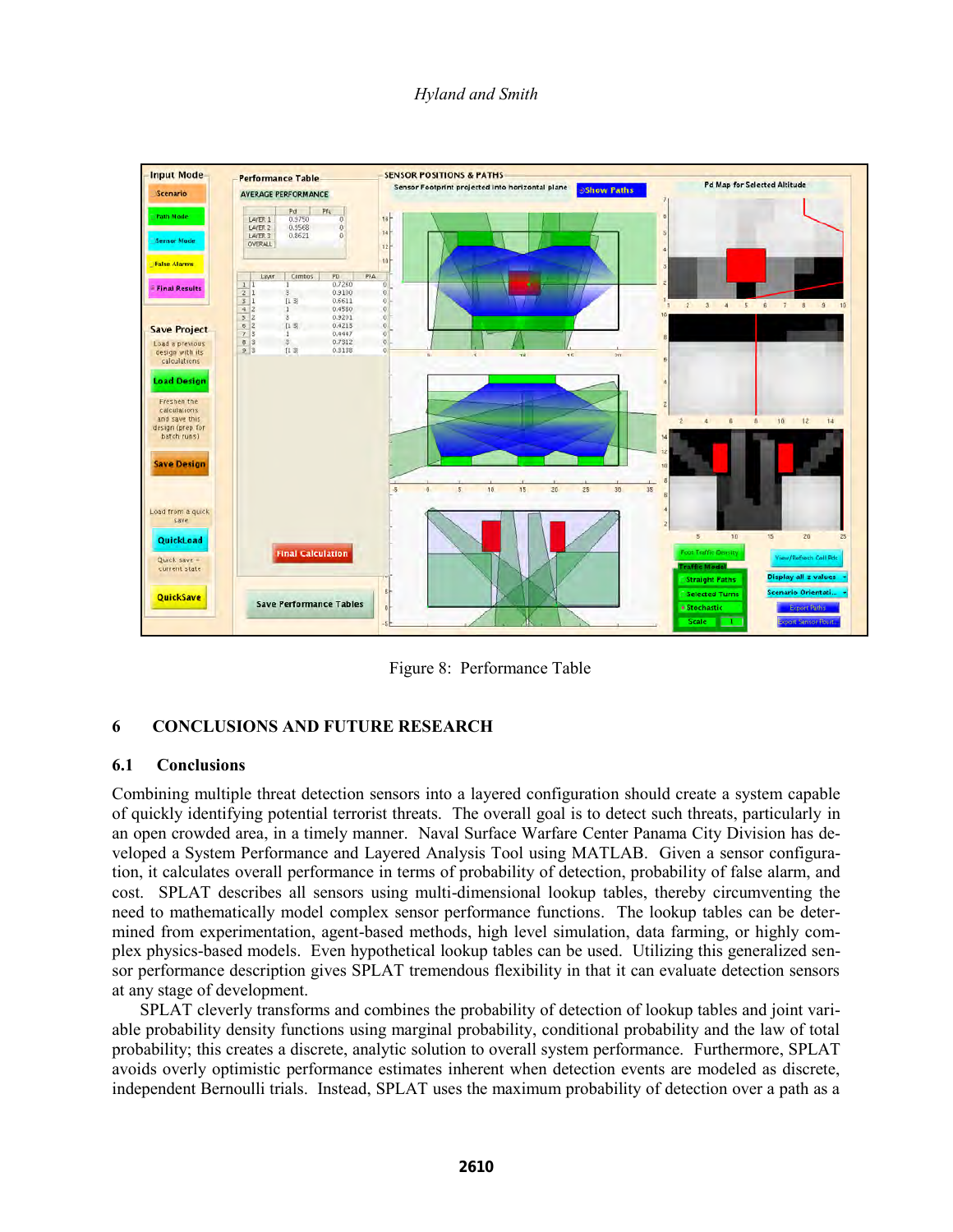Figure 8: Performance Table

## 6 CONCLUSIONS AND FUTURE RESEARCH

### 6.1 Conclusions

Combining multiple threat detection sensors into a layered configuration should create a system capable of quickly identifying potential terrorist threats. The overall goal is to detect such threats, particularly in an open crowded area, in a timely manner. Naval Surface Warfare Center Panama City Division has developed a System Performance and Layered Analysis Tool using MATLAB. Given a sensor configuration, it calculates overall performance in terms of probability of detection, probability of false alarm, and cost. SPLAT describes all sensors using multi-dimensional lookup tables, thereby circumventing the need to mathematically model complex sensor performance functions. The lookup tables can be determined from experimentation, agent-based methods, high level simulation, data farming, or highly complex physics-based models. Even hypothetical lookup tables can be used. Utilizing this generalized sensor performance description gives SPLAT tremendous flexibility in that it can evaluate detection sensors at any stage of development.

SPLAT cleverly transforms and combines the probability of detection of lookup tables and joint variable probability density functions using marginal probability, conditional probability and the law of total probability; this creates a discrete, analytic solution to overall system performance. Furthermore, SPLAT avoids overly optimistic performance estimates inherent when detection events are modeled as discrete, independent Bernoulli trials. Instead, SPLAT uses the maximum probability of detection over a path as a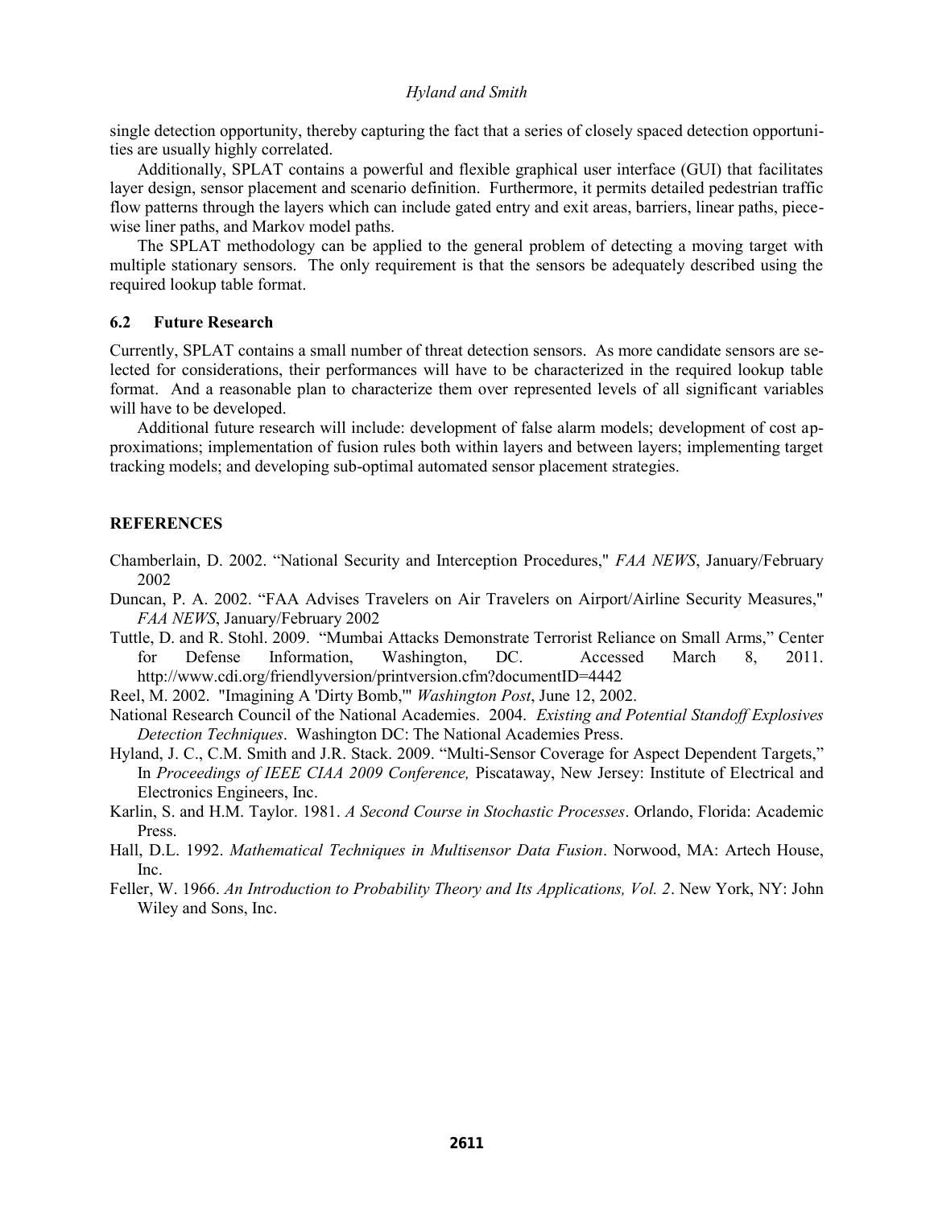single detection opportunity, thereby capturing the fact that a series of closely spaced detection opportunities are usually highly correlated.

Additionally, SPLAT contains a powerful and flexible graphical user interface (GUI) that facilitates layer design, sensor placement and scenario definition. Furthermore, it permits detailed pedestrian traffic flow patterns through the layers which can include gated entry and exit areas, barriers, linear paths, piecewise liner paths, and Markov model paths.

The SPLAT methodology can be applied to the general problem of detecting a moving target with multiple stationary sensors. The only requirement is that the sensors be adequately described using the required lookup table format.

### 6.2 Future Research

Currently, SPLAT contains a small number of threat detection sensors. As more candidate sensors are selected for considerations, their performances will have to be characterized in the required lookup table format. And a reasonable plan to characterize them over represented levels of all significant variables will have to be developed.

Additional future research will include: development of false alarm models; development of cost approximations; implementation of fusion rules both within layers and between layers; implementing target tracking models; and developing sub-optimal automated sensor placement strategies.

## REFERENCES

Chamberlain, D. 2002. "National Security and Interception Procedures," *FAA NEWS*, January/February 2002

Duncan, P. A. 2002. "FAA Advises Travelers on Air Travelers on Airport/Airline Security Measures," *FAA NEWS*, January/February 2002

Tuttle, D. and R. Stohl. 2009. "Mumbai Attacks Demonstrate Terrorist Reliance on Small Arms," Center for Defense Information, Washington, DC. Accessed March 8, 2011. http://www.cdi.org/friendlyversion/printversion.cfm?documentID=4442

Reel, M. 2002. "Imagining A 'Dirty Bomb,'" *Washington Post*, June 12, 2002.

National Research Council of the National Academies. 2004. *Existing and Potential Standoff Explosives Detection Techniques*. Washington DC: The National Academies Press.

Hyland, J. C., C.M. Smith and J.R. Stack. 2009. "Multi-Sensor Coverage for Aspect Dependent Targets," In *Proceedings of IEEE CIAA 2009 Conference,* Piscataway, New Jersey: Institute of Electrical and Electronics Engineers, Inc.

Karlin, S. and H.M. Taylor. 1981. *A Second Course in Stochastic Processes*. Orlando, Florida: Academic Press.

Hall, D.L. 1992. *Mathematical Techniques in Multisensor Data Fusion*. Norwood, MA: Artech House, Inc.

Feller, W. 1966. *An Introduction to Probability Theory and Its Applications, Vol. 2*. New York, NY: John Wiley and Sons, Inc.